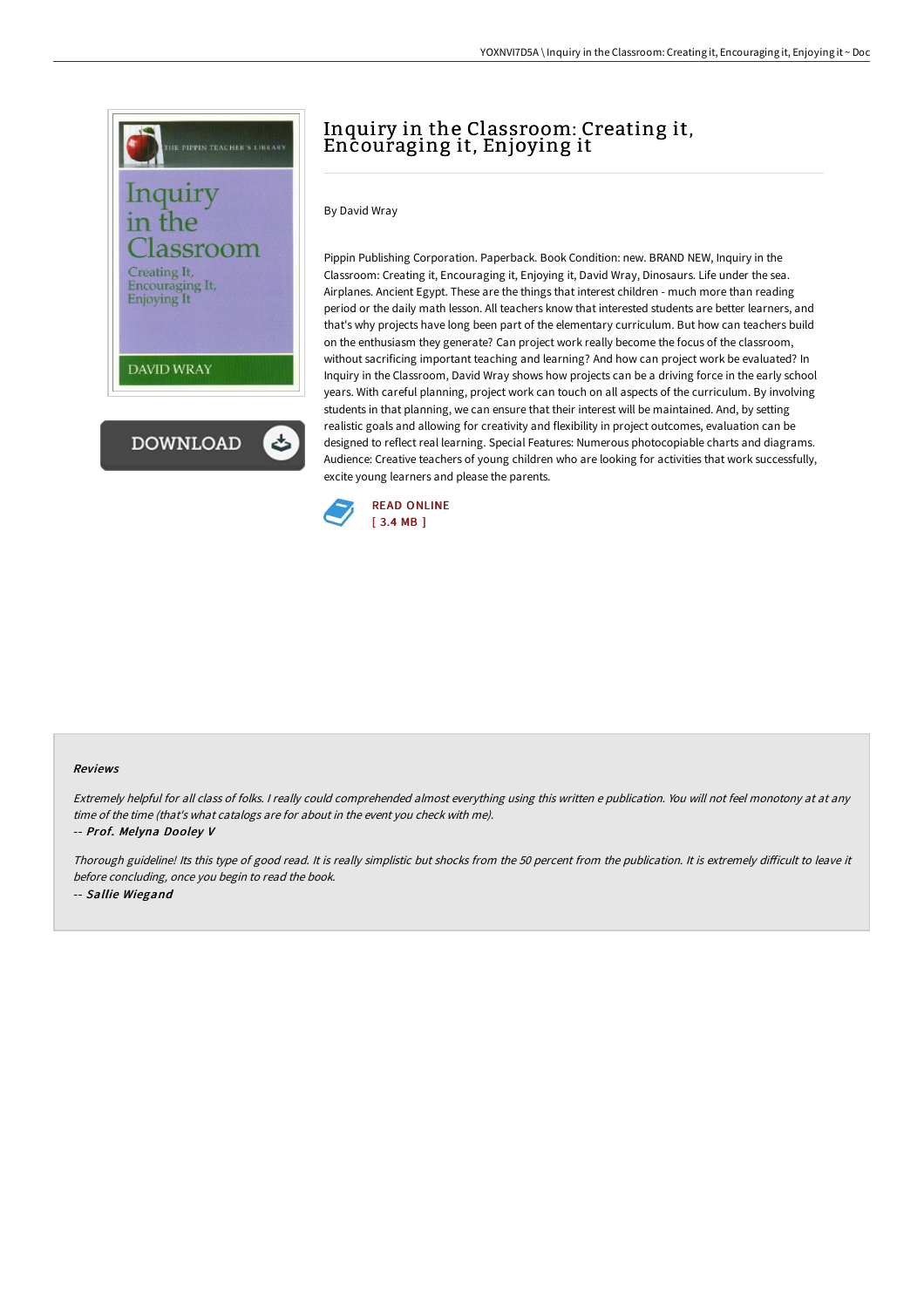# Inquiry in the Classroom: Creating it, Encouraging it, Enjoying it

By David Wray

Pippin Publishing Corporation. Paperback. Book Condition: new. BRAND NEW, Inquiry in the Classroom: Creating it, Encouraging it, Enjoying it, David Wray, Dinosaurs. Life under the sea. Airplanes. Ancient Egypt. These are the things that interest children - much more than reading period or the daily math lesson. All teachers know that interested students are better learners, and that's why projects have long been part of the elementary curriculum. But how can teachers build on the enthusiasm they generate? Can project work really become the focus of the classroom, without sacrificing important teaching and learning? And how can project work be evaluated? In Inquiry in the Classroom, David Wray shows how projects can be a driving force in the early school years. With careful planning, project work can touch on all aspects of the curriculum. By involving students in that planning, we can ensure that their interest will be maintained. And, by setting realistic goals and allowing for creativity and flexibility in project outcomes, evaluation can be designed to reflect real learning. Special Features: Numerous photocopiable charts and diagrams. Audience: Creative teachers of young children who are looking for activities that work successfully, excite young learners and please the parents.

READ ONLINE
[ 3.4 MB ]

### Reviews

*Extremely helpful for all class of folks. I really could comprehended almost everything using this written e publication. You will not feel monotony at at any time of the time (that's what catalogs are for about in the event you check with me).*

-- ***Prof. Melyna Dooley V***

*Thorough guideline! Its this type of good read. It is really simplistic but shocks from the 50 percent from the publication. It is extremely difficult to leave it before concluding, once you begin to read the book.*

-- ***Sallie Wiegand***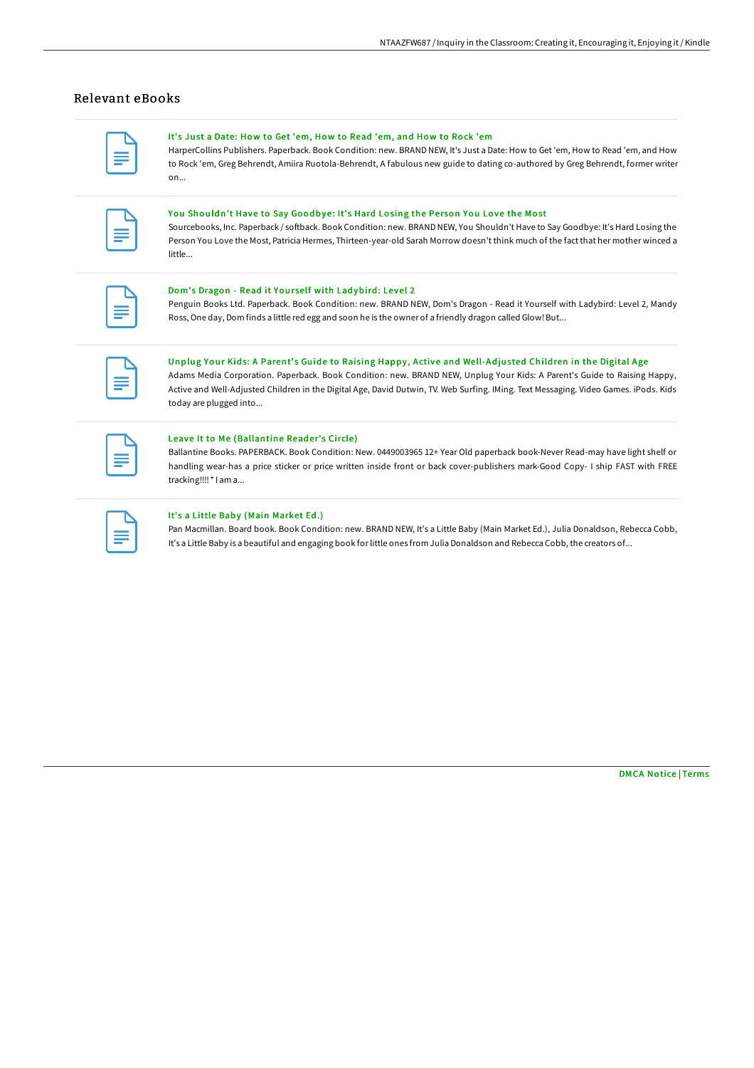## Relevant eBooks

### It's Just a Date: How to Get 'em, How to Read 'em, and How to Rock 'em

HarperCollins Publishers. Paperback. Book Condition: new. BRAND NEW, It's Just a Date: How to Get 'em, How to Read 'em, and How to Rock 'em, Greg Behrendt, Amiira Ruotola-Behrendt, A fabulous new guide to dating co-authored by Greg Behrendt, former writer on...

### You Shouldn't Have to Say Goodbye: It's Hard Losing the Person You Love the Most

Sourcebooks, Inc. Paperback / softback. Book Condition: new. BRAND NEW, You Shouldn't Have to Say Goodbye: It's Hard Losing the Person You Love the Most, Patricia Hermes, Thirteen-year-old Sarah Morrow doesn't think much of the fact that her mother winced a little...

### Dom's Dragon - Read it Yourself with Ladybird: Level 2

Penguin Books Ltd. Paperback. Book Condition: new. BRAND NEW, Dom's Dragon - Read it Yourself with Ladybird: Level 2, Mandy Ross, One day, Dom finds a little red egg and soon he is the owner of a friendly dragon called Glow! But...

### Unplug Your Kids: A Parent's Guide to Raising Happy, Active and Well-Adjusted Children in the Digital Age

Adams Media Corporation. Paperback. Book Condition: new. BRAND NEW, Unplug Your Kids: A Parent's Guide to Raising Happy, Active and Well-Adjusted Children in the Digital Age, David Dutwin, TV. Web Surfing. IMing. Text Messaging. Video Games. iPods. Kids today are plugged into...

### Leave It to Me (Ballantine Reader's Circle)

Ballantine Books. PAPERBACK. Book Condition: New. 0449003965 12+ Year Old paperback book-Never Read-may have light shelf or handling wear-has a price sticker or price written inside front or back cover-publishers mark-Good Copy- I ship FAST with FREE tracking!!!! * I am a...

### It's a Little Baby (Main Market Ed.)

Pan Macmillan. Board book. Book Condition: new. BRAND NEW, It's a Little Baby (Main Market Ed.), Julia Donaldson, Rebecca Cobb, It's a Little Baby is a beautiful and engaging book for little ones from Julia Donaldson and Rebecca Cobb, the creators of...